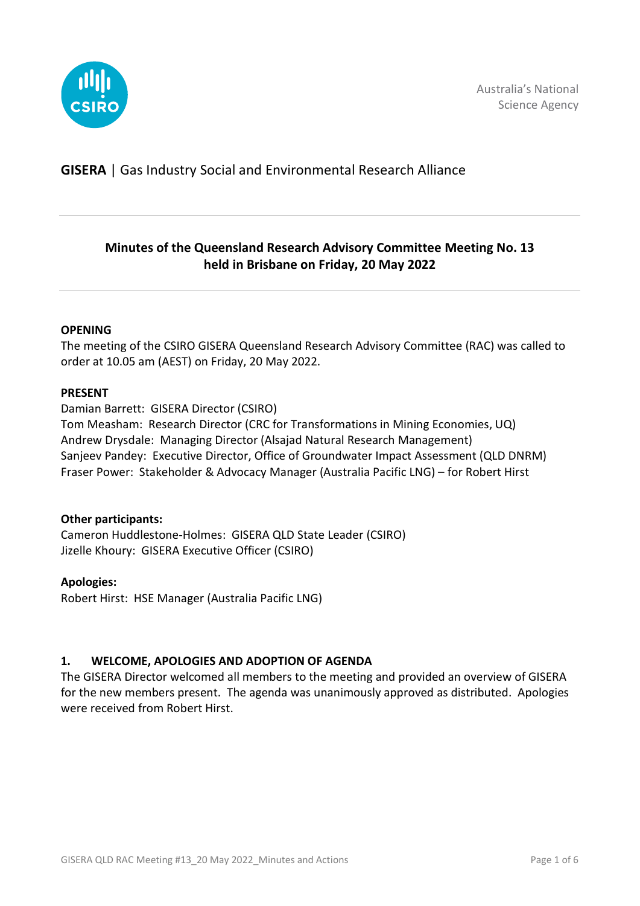Australia's National Science Agency

**GISERA** | Gas Industry Social and Environmental Research Alliance

## Minutes of the Queensland Research Advisory Committee Meeting No. 13 held in Brisbane on Friday, 20 May 2022

**OPENING**

The meeting of the CSIRO GISERA Queensland Research Advisory Committee (RAC) was called to order at 10.05 am (AEST) on Friday, 20 May 2022.

**PRESENT**

Damian Barrett: GISERA Director (CSIRO)
Tom Measham: Research Director (CRC for Transformations in Mining Economies, UQ)
Andrew Drysdale: Managing Director (Alsajad Natural Research Management)
Sanjeev Pandey: Executive Director, Office of Groundwater Impact Assessment (QLD DNRM)
Fraser Power: Stakeholder & Advocacy Manager (Australia Pacific LNG) – for Robert Hirst

**Other participants:**

Cameron Huddlestone-Holmes: GISERA QLD State Leader (CSIRO)
Jizelle Khoury: GISERA Executive Officer (CSIRO)

**Apologies:**

Robert Hirst: HSE Manager (Australia Pacific LNG)

**1. WELCOME, APOLOGIES AND ADOPTION OF AGENDA**

The GISERA Director welcomed all members to the meeting and provided an overview of GISERA for the new members present. The agenda was unanimously approved as distributed. Apologies were received from Robert Hirst.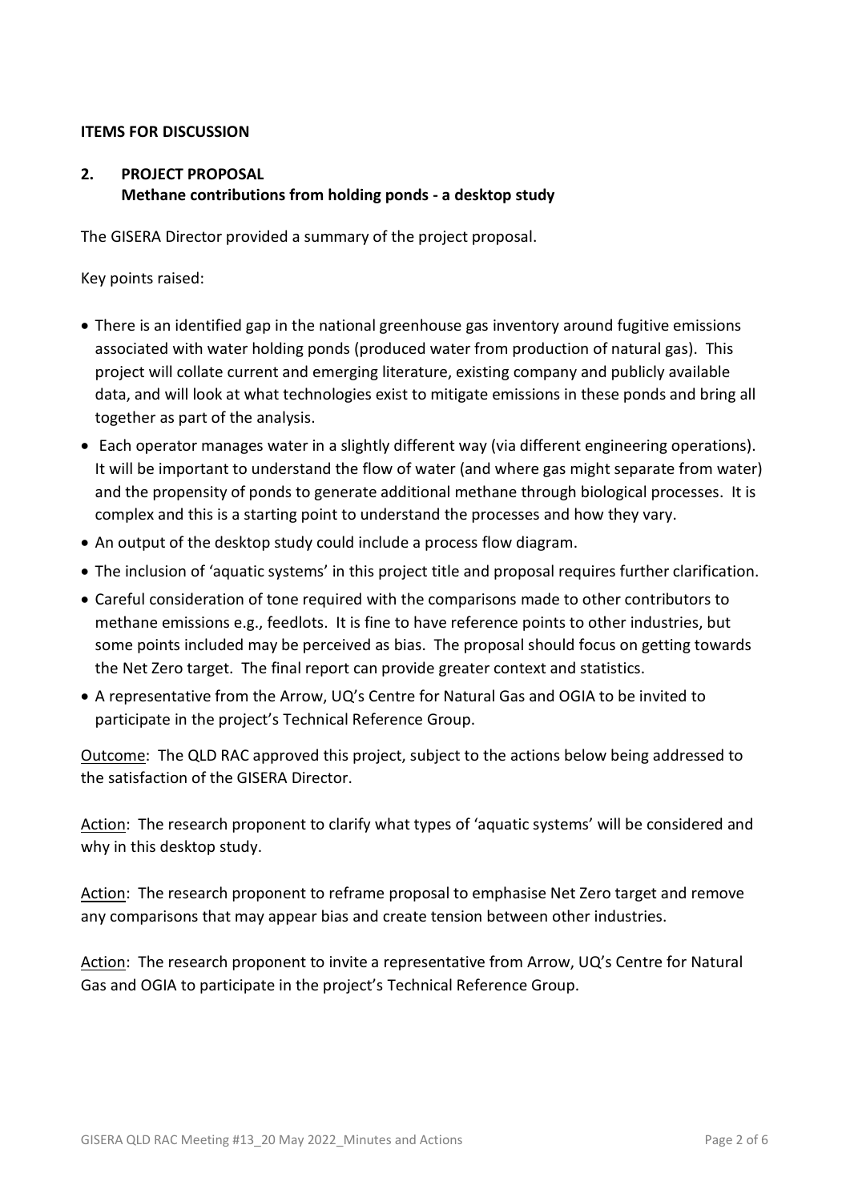**ITEMS FOR DISCUSSION**

## 2. PROJECT PROPOSAL
**Methane contributions from holding ponds - a desktop study**

The GISERA Director provided a summary of the project proposal.

Key points raised:

- There is an identified gap in the national greenhouse gas inventory around fugitive emissions associated with water holding ponds (produced water from production of natural gas). This project will collate current and emerging literature, existing company and publicly available data, and will look at what technologies exist to mitigate emissions in these ponds and bring all together as part of the analysis.
- Each operator manages water in a slightly different way (via different engineering operations). It will be important to understand the flow of water (and where gas might separate from water) and the propensity of ponds to generate additional methane through biological processes. It is complex and this is a starting point to understand the processes and how they vary.
- An output of the desktop study could include a process flow diagram.
- The inclusion of 'aquatic systems' in this project title and proposal requires further clarification.
- Careful consideration of tone required with the comparisons made to other contributors to methane emissions e.g., feedlots. It is fine to have reference points to other industries, but some points included may be perceived as bias. The proposal should focus on getting towards the Net Zero target. The final report can provide greater context and statistics.
- A representative from the Arrow, UQ's Centre for Natural Gas and OGIA to be invited to participate in the project's Technical Reference Group.

Outcome: The QLD RAC approved this project, subject to the actions below being addressed to the satisfaction of the GISERA Director.

Action: The research proponent to clarify what types of 'aquatic systems' will be considered and why in this desktop study.

Action: The research proponent to reframe proposal to emphasise Net Zero target and remove any comparisons that may appear bias and create tension between other industries.

Action: The research proponent to invite a representative from Arrow, UQ's Centre for Natural Gas and OGIA to participate in the project's Technical Reference Group.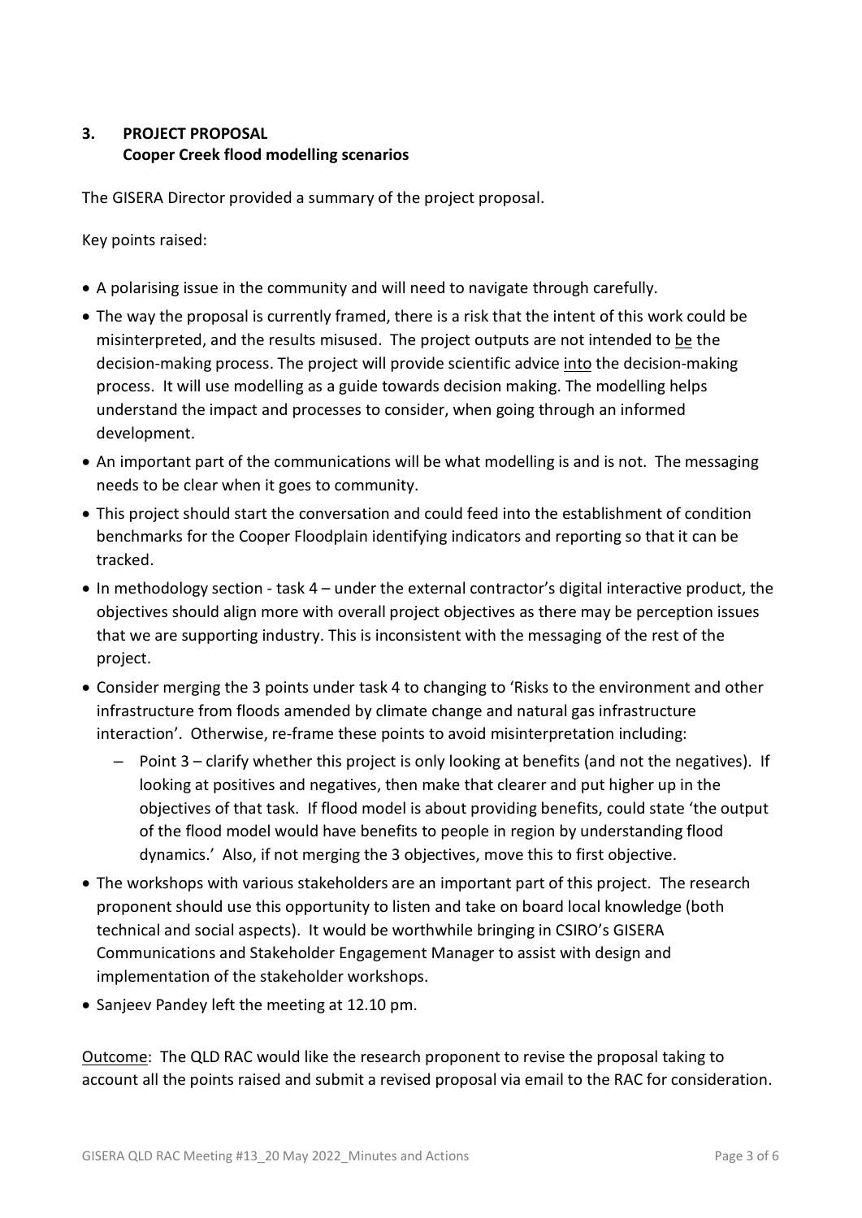## 3. PROJECT PROPOSAL

**Cooper Creek flood modelling scenarios**

The GISERA Director provided a summary of the project proposal.

Key points raised:

- A polarising issue in the community and will need to navigate through carefully.
- The way the proposal is currently framed, there is a risk that the intent of this work could be misinterpreted, and the results misused. The project outputs are not intended to <u>be</u> the decision-making process. The project will provide scientific advice <u>into</u> the decision-making process. It will use modelling as a guide towards decision making. The modelling helps understand the impact and processes to consider, when going through an informed development.
- An important part of the communications will be what modelling is and is not. The messaging needs to be clear when it goes to community.
- This project should start the conversation and could feed into the establishment of condition benchmarks for the Cooper Floodplain identifying indicators and reporting so that it can be tracked.
- In methodology section - task 4 – under the external contractor's digital interactive product, the objectives should align more with overall project objectives as there may be perception issues that we are supporting industry. This is inconsistent with the messaging of the rest of the project.
- Consider merging the 3 points under task 4 to changing to 'Risks to the environment and other infrastructure from floods amended by climate change and natural gas infrastructure interaction'. Otherwise, re-frame these points to avoid misinterpretation including:
  - Point 3 – clarify whether this project is only looking at benefits (and not the negatives). If looking at positives and negatives, then make that clearer and put higher up in the objectives of that task. If flood model is about providing benefits, could state 'the output of the flood model would have benefits to people in region by understanding flood dynamics.' Also, if not merging the 3 objectives, move this to first objective.
- The workshops with various stakeholders are an important part of this project. The research proponent should use this opportunity to listen and take on board local knowledge (both technical and social aspects). It would be worthwhile bringing in CSIRO's GISERA Communications and Stakeholder Engagement Manager to assist with design and implementation of the stakeholder workshops.
- Sanjeev Pandey left the meeting at 12.10 pm.

<u>Outcome</u>: The QLD RAC would like the research proponent to revise the proposal taking to account all the points raised and submit a revised proposal via email to the RAC for consideration.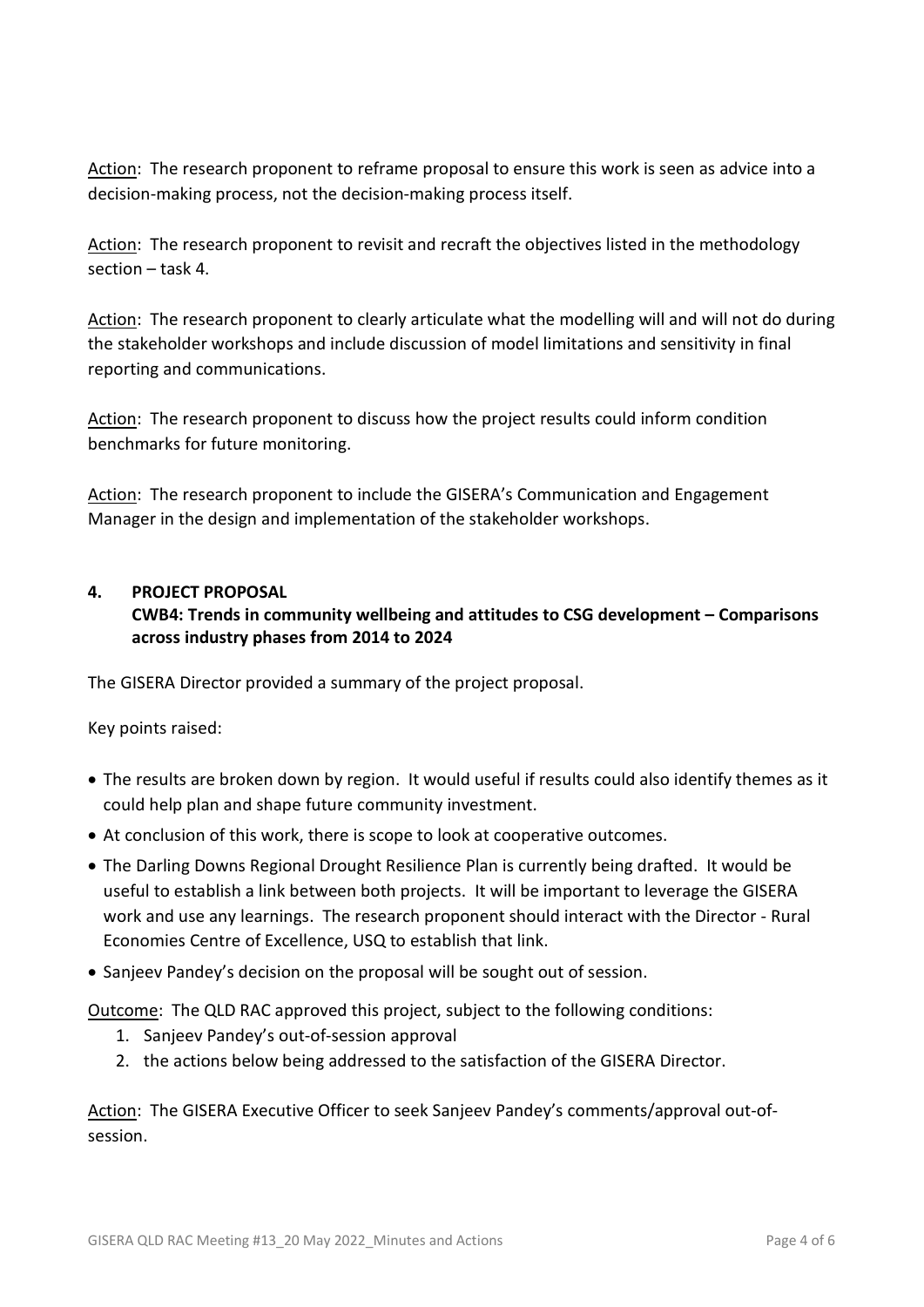Action: The research proponent to reframe proposal to ensure this work is seen as advice into a decision-making process, not the decision-making process itself.

Action: The research proponent to revisit and recraft the objectives listed in the methodology section – task 4.

Action: The research proponent to clearly articulate what the modelling will and will not do during the stakeholder workshops and include discussion of model limitations and sensitivity in final reporting and communications.

Action: The research proponent to discuss how the project results could inform condition benchmarks for future monitoring.

Action: The research proponent to include the GISERA's Communication and Engagement Manager in the design and implementation of the stakeholder workshops.

## 4. PROJECT PROPOSAL

**CWB4: Trends in community wellbeing and attitudes to CSG development – Comparisons across industry phases from 2014 to 2024**

The GISERA Director provided a summary of the project proposal.

Key points raised:

- The results are broken down by region. It would useful if results could also identify themes as it could help plan and shape future community investment.
- At conclusion of this work, there is scope to look at cooperative outcomes.
- The Darling Downs Regional Drought Resilience Plan is currently being drafted. It would be useful to establish a link between both projects. It will be important to leverage the GISERA work and use any learnings. The research proponent should interact with the Director - Rural Economies Centre of Excellence, USQ to establish that link.
- Sanjeev Pandey's decision on the proposal will be sought out of session.

Outcome: The QLD RAC approved this project, subject to the following conditions:

1. Sanjeev Pandey's out-of-session approval
2. the actions below being addressed to the satisfaction of the GISERA Director.

Action: The GISERA Executive Officer to seek Sanjeev Pandey's comments/approval out-of-session.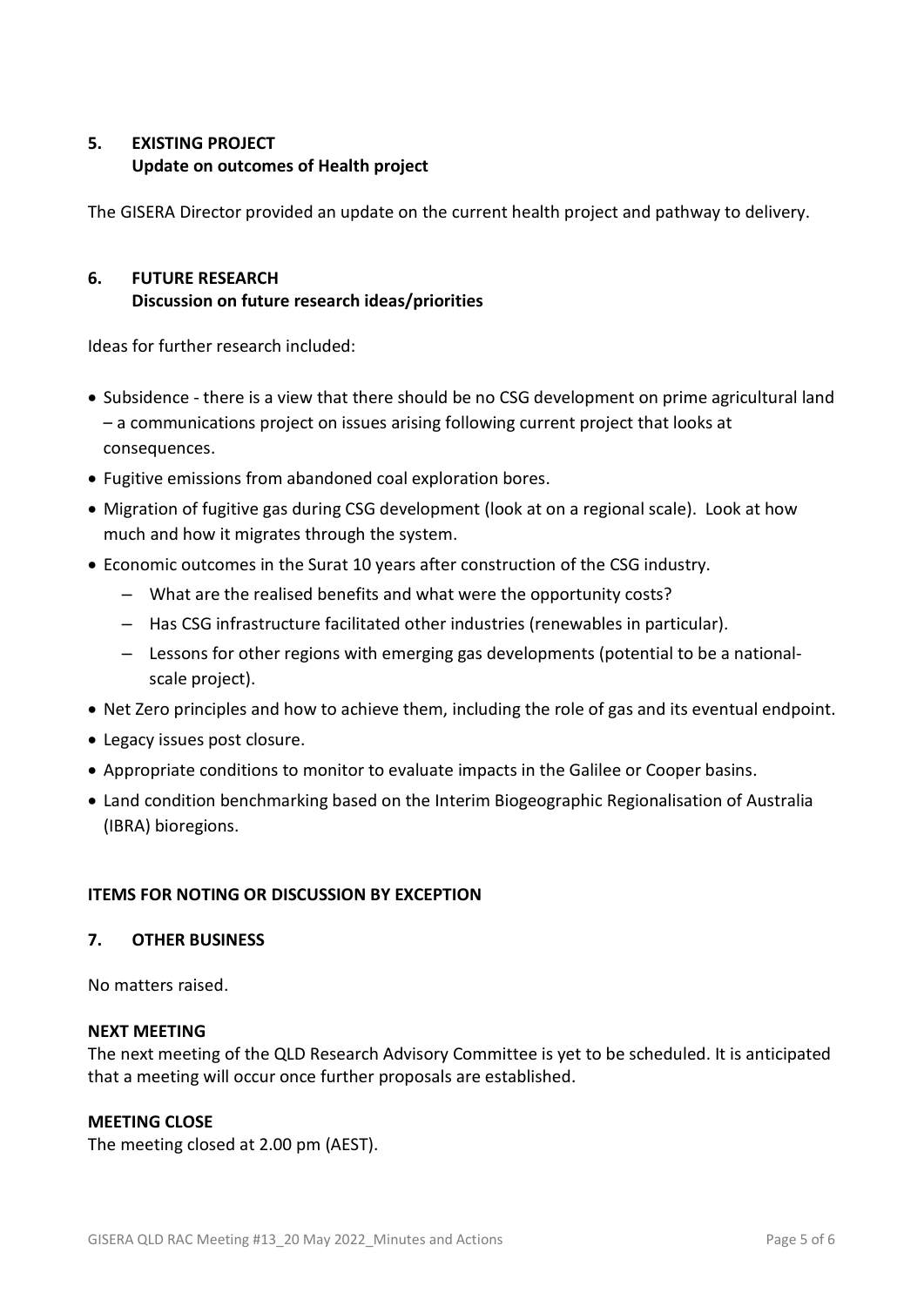## 5. EXISTING PROJECT
**Update on outcomes of Health project**

The GISERA Director provided an update on the current health project and pathway to delivery.

## 6. FUTURE RESEARCH
**Discussion on future research ideas/priorities**

Ideas for further research included:

- Subsidence - there is a view that there should be no CSG development on prime agricultural land – a communications project on issues arising following current project that looks at consequences.
- Fugitive emissions from abandoned coal exploration bores.
- Migration of fugitive gas during CSG development (look at on a regional scale). Look at how much and how it migrates through the system.
- Economic outcomes in the Surat 10 years after construction of the CSG industry.
  - What are the realised benefits and what were the opportunity costs?
  - Has CSG infrastructure facilitated other industries (renewables in particular).
  - Lessons for other regions with emerging gas developments (potential to be a national-scale project).
- Net Zero principles and how to achieve them, including the role of gas and its eventual endpoint.
- Legacy issues post closure.
- Appropriate conditions to monitor to evaluate impacts in the Galilee or Cooper basins.
- Land condition benchmarking based on the Interim Biogeographic Regionalisation of Australia (IBRA) bioregions.

## ITEMS FOR NOTING OR DISCUSSION BY EXCEPTION

## 7. OTHER BUSINESS

No matters raised.

**NEXT MEETING**

The next meeting of the QLD Research Advisory Committee is yet to be scheduled. It is anticipated that a meeting will occur once further proposals are established.

**MEETING CLOSE**

The meeting closed at 2.00 pm (AEST).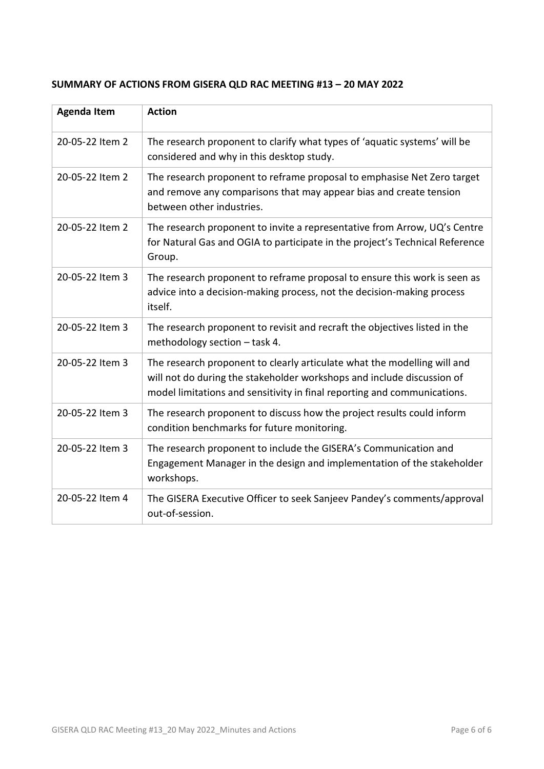**SUMMARY OF ACTIONS FROM GISERA QLD RAC MEETING #13 – 20 MAY 2022**

| Agenda Item | Action |
| --- | --- |
| 20-05-22 Item 2 | The research proponent to clarify what types of 'aquatic systems' will be considered and why in this desktop study. |
| 20-05-22 Item 2 | The research proponent to reframe proposal to emphasise Net Zero target and remove any comparisons that may appear bias and create tension between other industries. |
| 20-05-22 Item 2 | The research proponent to invite a representative from Arrow, UQ's Centre for Natural Gas and OGIA to participate in the project's Technical Reference Group. |
| 20-05-22 Item 3 | The research proponent to reframe proposal to ensure this work is seen as advice into a decision-making process, not the decision-making process itself. |
| 20-05-22 Item 3 | The research proponent to revisit and recraft the objectives listed in the methodology section – task 4. |
| 20-05-22 Item 3 | The research proponent to clearly articulate what the modelling will and will not do during the stakeholder workshops and include discussion of model limitations and sensitivity in final reporting and communications. |
| 20-05-22 Item 3 | The research proponent to discuss how the project results could inform condition benchmarks for future monitoring. |
| 20-05-22 Item 3 | The research proponent to include the GISERA's Communication and Engagement Manager in the design and implementation of the stakeholder workshops. |
| 20-05-22 Item 4 | The GISERA Executive Officer to seek Sanjeev Pandey's comments/approval out-of-session. |